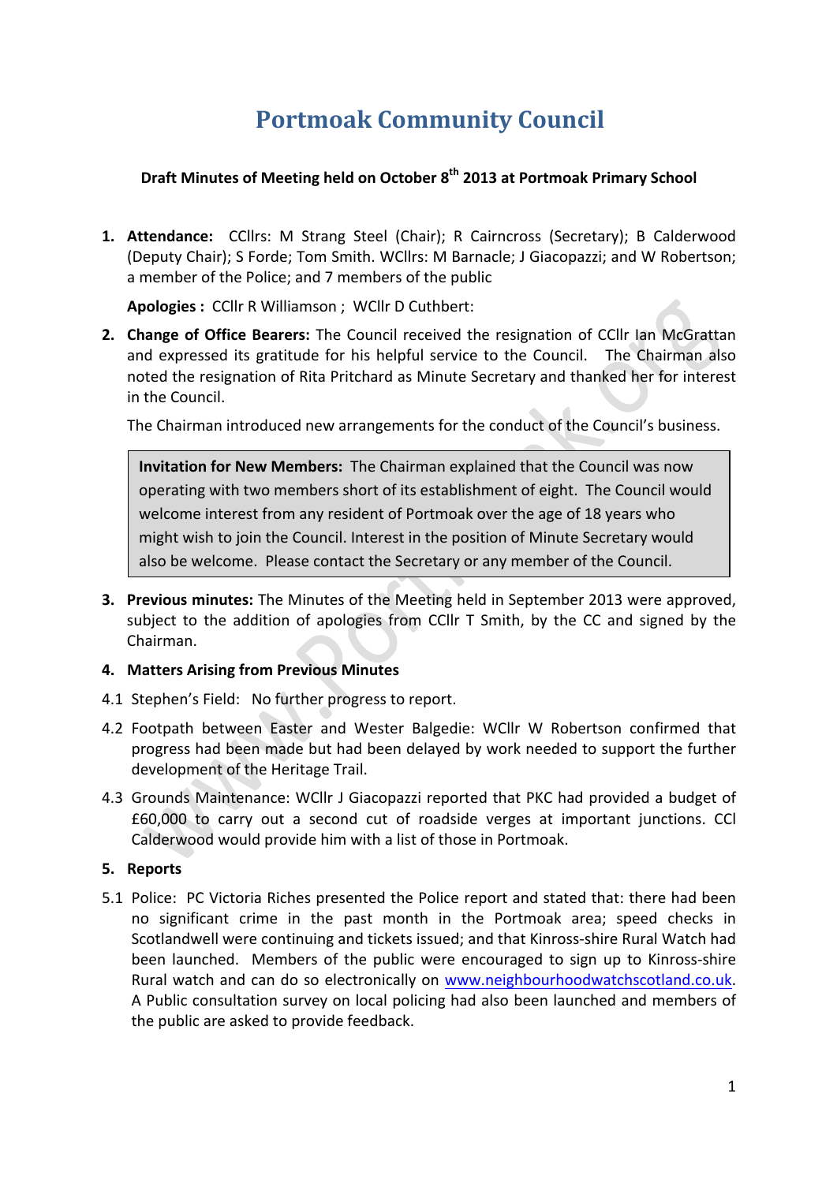# Portmoak Community Council

**Draft Minutes of Meeting held on October 8th 2013 at Portmoak Primary School**

1. **Attendance:** CCllrs: M Strang Steel (Chair); R Cairncross (Secretary); B Calderwood (Deputy Chair); S Forde; Tom Smith. WCllrs: M Barnacle; J Giacopazzi; and W Robertson; a member of the Police; and 7 members of the public

   **Apologies :** CCllr R Williamson ; WCllr D Cuthbert:

2. **Change of Office Bearers:** The Council received the resignation of CCllr Ian McGrattan and expressed its gratitude for his helpful service to the Council. The Chairman also noted the resignation of Rita Pritchard as Minute Secretary and thanked her for interest in the Council.

   The Chairman introduced new arrangements for the conduct of the Council's business.

   > **Invitation for New Members:** The Chairman explained that the Council was now operating with two members short of its establishment of eight. The Council would welcome interest from any resident of Portmoak over the age of 18 years who might wish to join the Council. Interest in the position of Minute Secretary would also be welcome. Please contact the Secretary or any member of the Council.

3. **Previous minutes:** The Minutes of the Meeting held in September 2013 were approved, subject to the addition of apologies from CCllr T Smith, by the CC and signed by the Chairman.

4. **Matters Arising from Previous Minutes**

4.1 Stephen's Field: No further progress to report.

4.2 Footpath between Easter and Wester Balgedie: WCllr W Robertson confirmed that progress had been made but had been delayed by work needed to support the further development of the Heritage Trail.

4.3 Grounds Maintenance: WCllr J Giacopazzi reported that PKC had provided a budget of £60,000 to carry out a second cut of roadside verges at important junctions. CCl Calderwood would provide him with a list of those in Portmoak.

5. **Reports**

5.1 Police: PC Victoria Riches presented the Police report and stated that: there had been no significant crime in the past month in the Portmoak area; speed checks in Scotlandwell were continuing and tickets issued; and that Kinross-shire Rural Watch had been launched. Members of the public were encouraged to sign up to Kinross-shire Rural watch and can do so electronically on www.neighbourhoodwatchscotland.co.uk. A Public consultation survey on local policing had also been launched and members of the public are asked to provide feedback.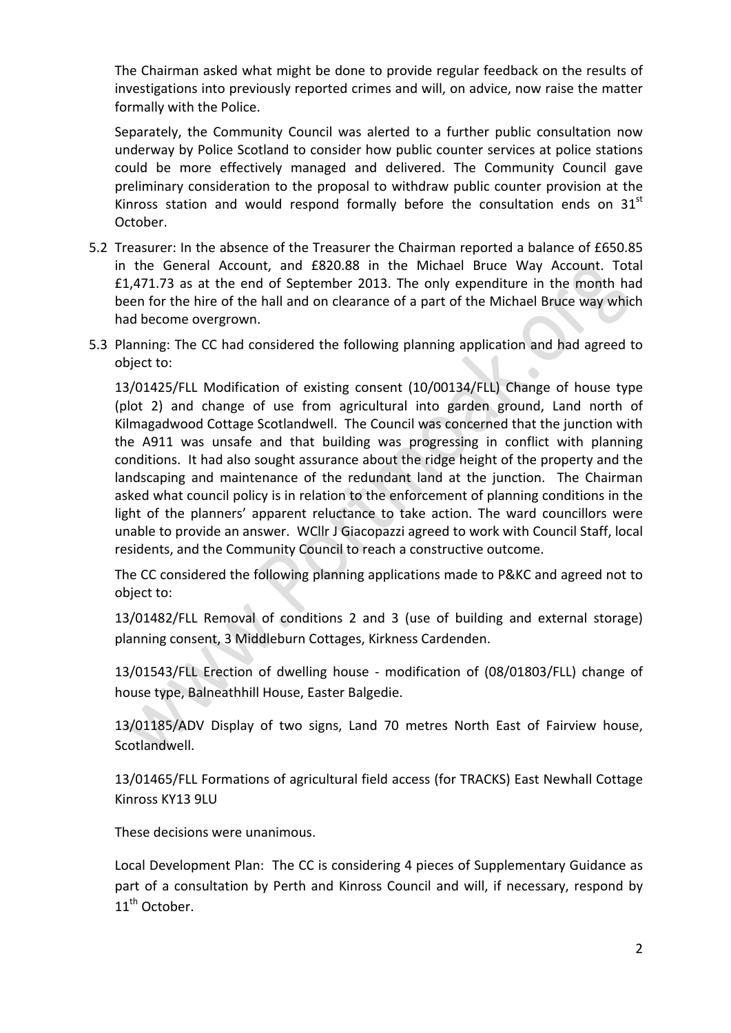The Chairman asked what might be done to provide regular feedback on the results of investigations into previously reported crimes and will, on advice, now raise the matter formally with the Police.

Separately, the Community Council was alerted to a further public consultation now underway by Police Scotland to consider how public counter services at police stations could be more effectively managed and delivered. The Community Council gave preliminary consideration to the proposal to withdraw public counter provision at the Kinross station and would respond formally before the consultation ends on 31st October.

5.2 Treasurer: In the absence of the Treasurer the Chairman reported a balance of £650.85 in the General Account, and £820.88 in the Michael Bruce Way Account. Total £1,471.73 as at the end of September 2013. The only expenditure in the month had been for the hire of the hall and on clearance of a part of the Michael Bruce way which had become overgrown.

5.3 Planning: The CC had considered the following planning application and had agreed to object to:

13/01425/FLL Modification of existing consent (10/00134/FLL) Change of house type (plot 2) and change of use from agricultural into garden ground, Land north of Kilmagadwood Cottage Scotlandwell. The Council was concerned that the junction with the A911 was unsafe and that building was progressing in conflict with planning conditions. It had also sought assurance about the ridge height of the property and the landscaping and maintenance of the redundant land at the junction. The Chairman asked what council policy is in relation to the enforcement of planning conditions in the light of the planners' apparent reluctance to take action. The ward councillors were unable to provide an answer. WCllr J Giacopazzi agreed to work with Council Staff, local residents, and the Community Council to reach a constructive outcome.

The CC considered the following planning applications made to P&KC and agreed not to object to:

13/01482/FLL Removal of conditions 2 and 3 (use of building and external storage) planning consent, 3 Middleburn Cottages, Kirkness Cardenden.

13/01543/FLL Erection of dwelling house - modification of (08/01803/FLL) change of house type, Balneathhill House, Easter Balgedie.

13/01185/ADV Display of two signs, Land 70 metres North East of Fairview house, Scotlandwell.

13/01465/FLL Formations of agricultural field access (for TRACKS) East Newhall Cottage Kinross KY13 9LU

These decisions were unanimous.

Local Development Plan: The CC is considering 4 pieces of Supplementary Guidance as part of a consultation by Perth and Kinross Council and will, if necessary, respond by 11th October.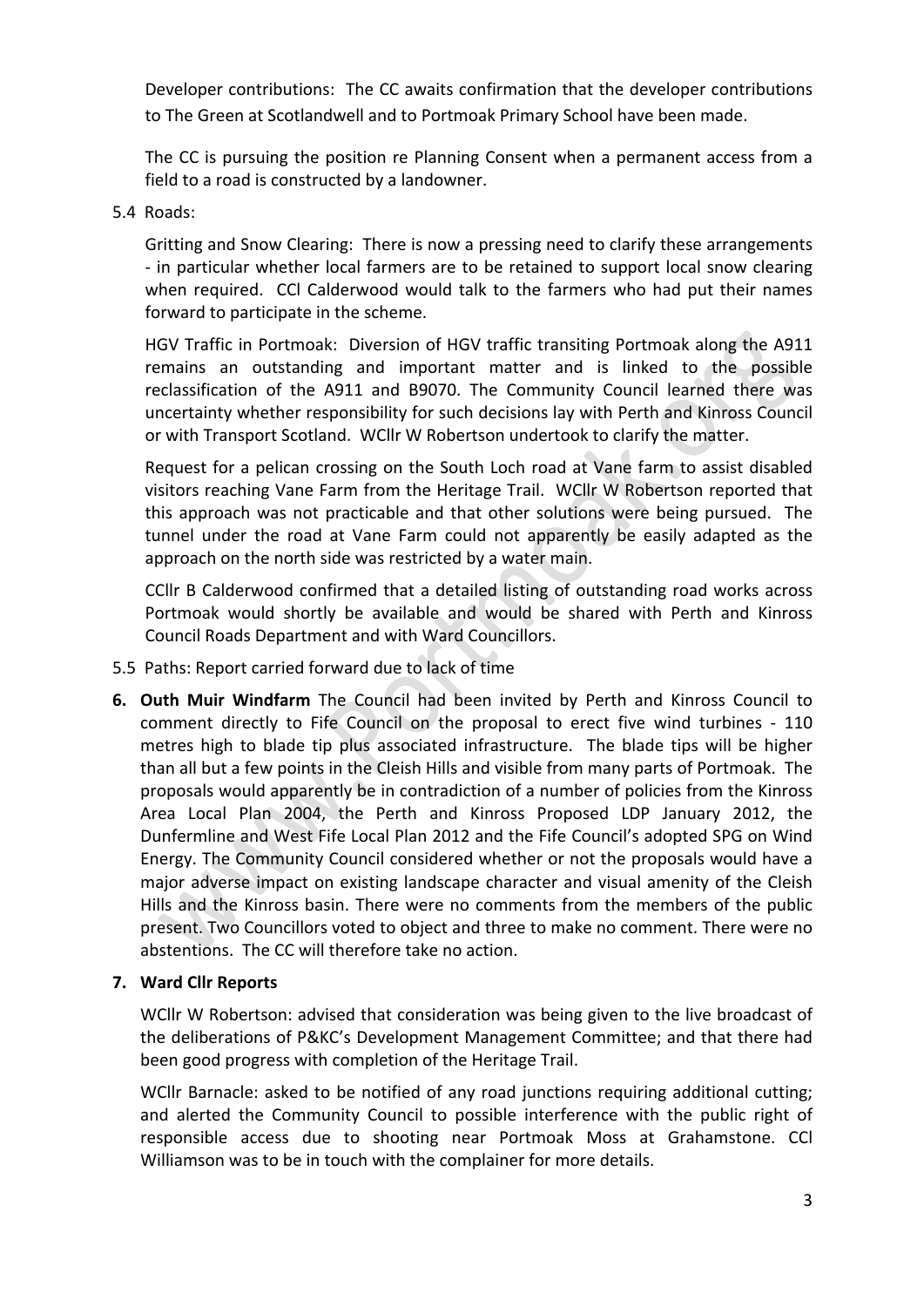Developer contributions: The CC awaits confirmation that the developer contributions to The Green at Scotlandwell and to Portmoak Primary School have been made.

The CC is pursuing the position re Planning Consent when a permanent access from a field to a road is constructed by a landowner.

5.4 Roads:

Gritting and Snow Clearing: There is now a pressing need to clarify these arrangements - in particular whether local farmers are to be retained to support local snow clearing when required. CCl Calderwood would talk to the farmers who had put their names forward to participate in the scheme.

HGV Traffic in Portmoak: Diversion of HGV traffic transiting Portmoak along the A911 remains an outstanding and important matter and is linked to the possible reclassification of the A911 and B9070. The Community Council learned there was uncertainty whether responsibility for such decisions lay with Perth and Kinross Council or with Transport Scotland. WCllr W Robertson undertook to clarify the matter.

Request for a pelican crossing on the South Loch road at Vane farm to assist disabled visitors reaching Vane Farm from the Heritage Trail. WCllr W Robertson reported that this approach was not practicable and that other solutions were being pursued. The tunnel under the road at Vane Farm could not apparently be easily adapted as the approach on the north side was restricted by a water main.

CCllr B Calderwood confirmed that a detailed listing of outstanding road works across Portmoak would shortly be available and would be shared with Perth and Kinross Council Roads Department and with Ward Councillors.

5.5 Paths: Report carried forward due to lack of time

**6. Outh Muir Windfarm** The Council had been invited by Perth and Kinross Council to comment directly to Fife Council on the proposal to erect five wind turbines - 110 metres high to blade tip plus associated infrastructure. The blade tips will be higher than all but a few points in the Cleish Hills and visible from many parts of Portmoak. The proposals would apparently be in contradiction of a number of policies from the Kinross Area Local Plan 2004, the Perth and Kinross Proposed LDP January 2012, the Dunfermline and West Fife Local Plan 2012 and the Fife Council's adopted SPG on Wind Energy. The Community Council considered whether or not the proposals would have a major adverse impact on existing landscape character and visual amenity of the Cleish Hills and the Kinross basin. There were no comments from the members of the public present. Two Councillors voted to object and three to make no comment. There were no abstentions. The CC will therefore take no action.

**7. Ward Cllr Reports**

WCllr W Robertson: advised that consideration was being given to the live broadcast of the deliberations of P&KC's Development Management Committee; and that there had been good progress with completion of the Heritage Trail.

WCllr Barnacle: asked to be notified of any road junctions requiring additional cutting; and alerted the Community Council to possible interference with the public right of responsible access due to shooting near Portmoak Moss at Grahamstone. CCl Williamson was to be in touch with the complainer for more details.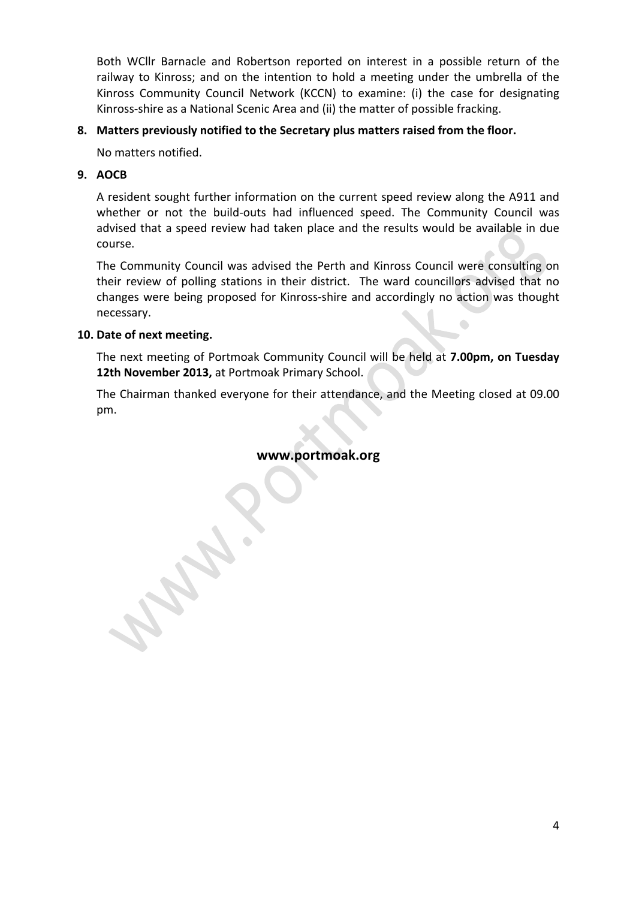Both WCllr Barnacle and Robertson reported on interest in a possible return of the railway to Kinross; and on the intention to hold a meeting under the umbrella of the Kinross Community Council Network (KCCN) to examine: (i) the case for designating Kinross-shire as a National Scenic Area and (ii) the matter of possible fracking.

**8. Matters previously notified to the Secretary plus matters raised from the floor.**

No matters notified.

**9. AOCB**

A resident sought further information on the current speed review along the A911 and whether or not the build-outs had influenced speed. The Community Council was advised that a speed review had taken place and the results would be available in due course.

The Community Council was advised the Perth and Kinross Council were consulting on their review of polling stations in their district. The ward councillors advised that no changes were being proposed for Kinross-shire and accordingly no action was thought necessary.

**10. Date of next meeting.**

The next meeting of Portmoak Community Council will be held at **7.00pm, on Tuesday 12th November 2013,** at Portmoak Primary School.

The Chairman thanked everyone for their attendance, and the Meeting closed at 09.00 pm.

**www.portmoak.org**